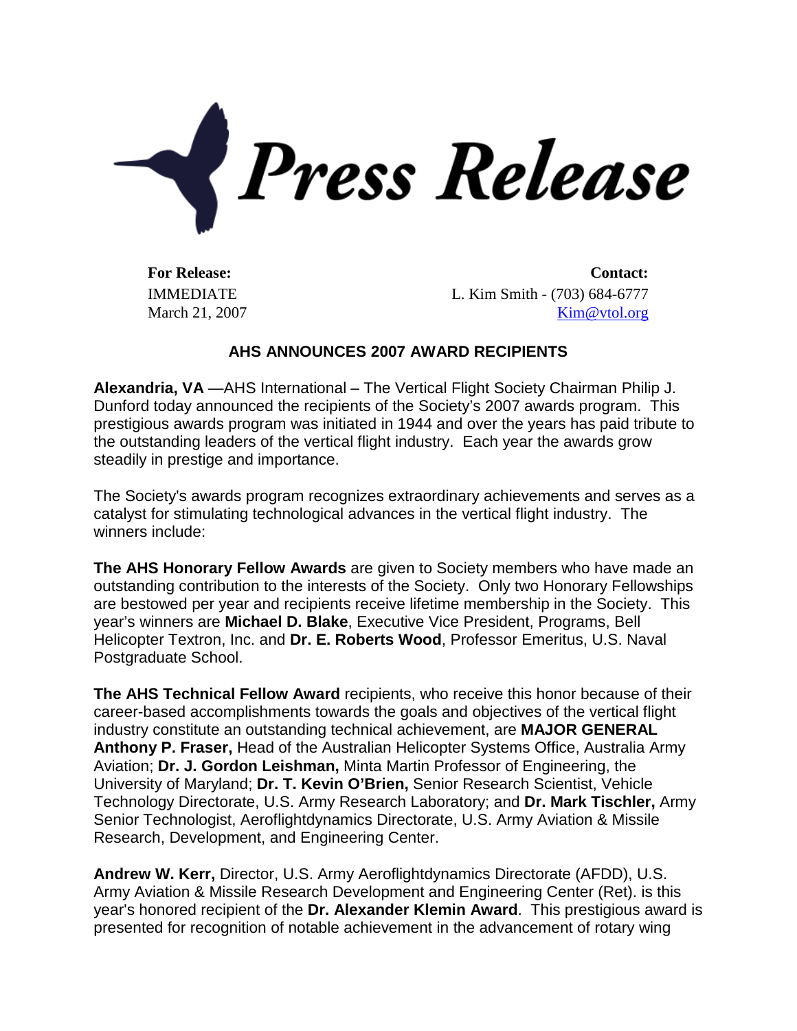# Press Release

**For Release:**
IMMEDIATE
March 21, 2007

**Contact:**
L. Kim Smith - (703) 684-6777
Kim@vtol.org

## AHS ANNOUNCES 2007 AWARD RECIPIENTS

**Alexandria, VA** —AHS International – The Vertical Flight Society Chairman Philip J. Dunford today announced the recipients of the Society's 2007 awards program. This prestigious awards program was initiated in 1944 and over the years has paid tribute to the outstanding leaders of the vertical flight industry. Each year the awards grow steadily in prestige and importance.

The Society's awards program recognizes extraordinary achievements and serves as a catalyst for stimulating technological advances in the vertical flight industry. The winners include:

**The AHS Honorary Fellow Awards** are given to Society members who have made an outstanding contribution to the interests of the Society. Only two Honorary Fellowships are bestowed per year and recipients receive lifetime membership in the Society. This year's winners are **Michael D. Blake**, Executive Vice President, Programs, Bell Helicopter Textron, Inc. and **Dr. E. Roberts Wood**, Professor Emeritus, U.S. Naval Postgraduate School.

**The AHS Technical Fellow Award** recipients, who receive this honor because of their career-based accomplishments towards the goals and objectives of the vertical flight industry constitute an outstanding technical achievement, are **MAJOR GENERAL Anthony P. Fraser,** Head of the Australian Helicopter Systems Office, Australia Army Aviation; **Dr. J. Gordon Leishman,** Minta Martin Professor of Engineering, the University of Maryland; **Dr. T. Kevin O'Brien,** Senior Research Scientist, Vehicle Technology Directorate, U.S. Army Research Laboratory; and **Dr. Mark Tischler,** Army Senior Technologist, Aeroflightdynamics Directorate, U.S. Army Aviation & Missile Research, Development, and Engineering Center.

**Andrew W. Kerr,** Director, U.S. Army Aeroflightdynamics Directorate (AFDD), U.S. Army Aviation & Missile Research Development and Engineering Center (Ret). is this year's honored recipient of the **Dr. Alexander Klemin Award**. This prestigious award is presented for recognition of notable achievement in the advancement of rotary wing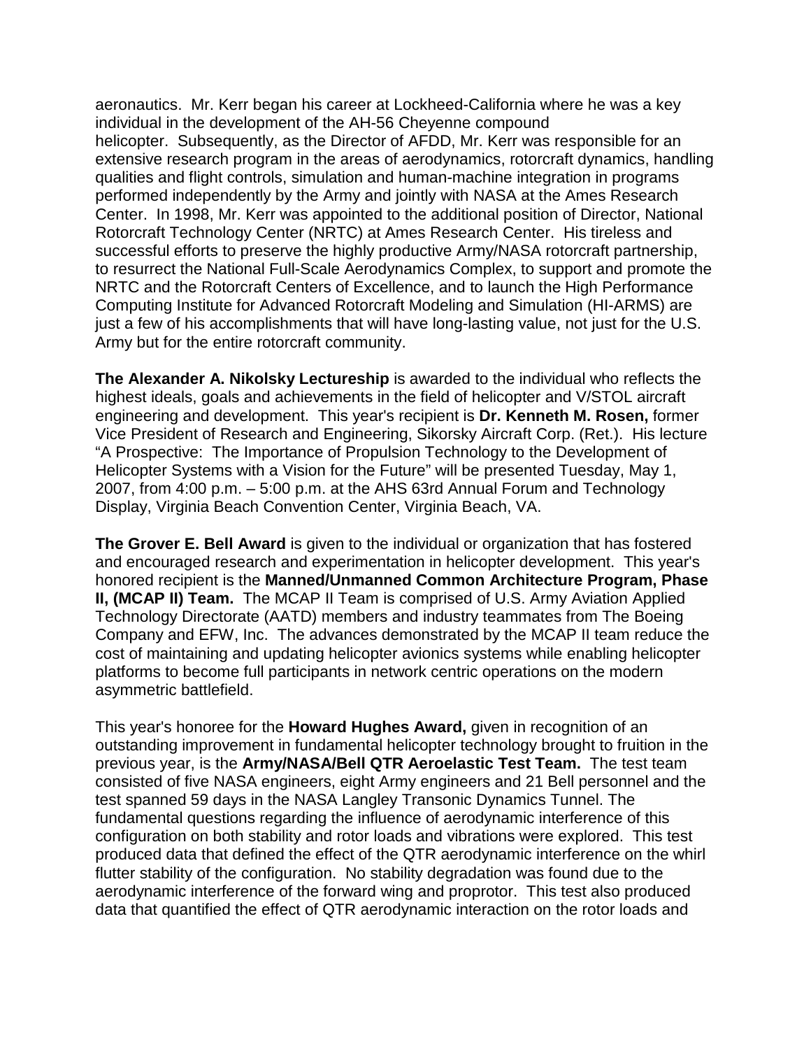aeronautics. Mr. Kerr began his career at Lockheed-California where he was a key individual in the development of the AH-56 Cheyenne compound helicopter. Subsequently, as the Director of AFDD, Mr. Kerr was responsible for an extensive research program in the areas of aerodynamics, rotorcraft dynamics, handling qualities and flight controls, simulation and human-machine integration in programs performed independently by the Army and jointly with NASA at the Ames Research Center. In 1998, Mr. Kerr was appointed to the additional position of Director, National Rotorcraft Technology Center (NRTC) at Ames Research Center. His tireless and successful efforts to preserve the highly productive Army/NASA rotorcraft partnership, to resurrect the National Full-Scale Aerodynamics Complex, to support and promote the NRTC and the Rotorcraft Centers of Excellence, and to launch the High Performance Computing Institute for Advanced Rotorcraft Modeling and Simulation (HI-ARMS) are just a few of his accomplishments that will have long-lasting value, not just for the U.S. Army but for the entire rotorcraft community.

**The Alexander A. Nikolsky Lectureship** is awarded to the individual who reflects the highest ideals, goals and achievements in the field of helicopter and V/STOL aircraft engineering and development. This year's recipient is **Dr. Kenneth M. Rosen,** former Vice President of Research and Engineering, Sikorsky Aircraft Corp. (Ret.). His lecture "A Prospective: The Importance of Propulsion Technology to the Development of Helicopter Systems with a Vision for the Future" will be presented Tuesday, May 1, 2007, from 4:00 p.m. – 5:00 p.m. at the AHS 63rd Annual Forum and Technology Display, Virginia Beach Convention Center, Virginia Beach, VA.

**The Grover E. Bell Award** is given to the individual or organization that has fostered and encouraged research and experimentation in helicopter development. This year's honored recipient is the **Manned/Unmanned Common Architecture Program, Phase II, (MCAP II) Team.** The MCAP II Team is comprised of U.S. Army Aviation Applied Technology Directorate (AATD) members and industry teammates from The Boeing Company and EFW, Inc. The advances demonstrated by the MCAP II team reduce the cost of maintaining and updating helicopter avionics systems while enabling helicopter platforms to become full participants in network centric operations on the modern asymmetric battlefield.

This year's honoree for the **Howard Hughes Award,** given in recognition of an outstanding improvement in fundamental helicopter technology brought to fruition in the previous year, is the **Army/NASA/Bell QTR Aeroelastic Test Team.** The test team consisted of five NASA engineers, eight Army engineers and 21 Bell personnel and the test spanned 59 days in the NASA Langley Transonic Dynamics Tunnel. The fundamental questions regarding the influence of aerodynamic interference of this configuration on both stability and rotor loads and vibrations were explored. This test produced data that defined the effect of the QTR aerodynamic interference on the whirl flutter stability of the configuration. No stability degradation was found due to the aerodynamic interference of the forward wing and proprotor. This test also produced data that quantified the effect of QTR aerodynamic interaction on the rotor loads and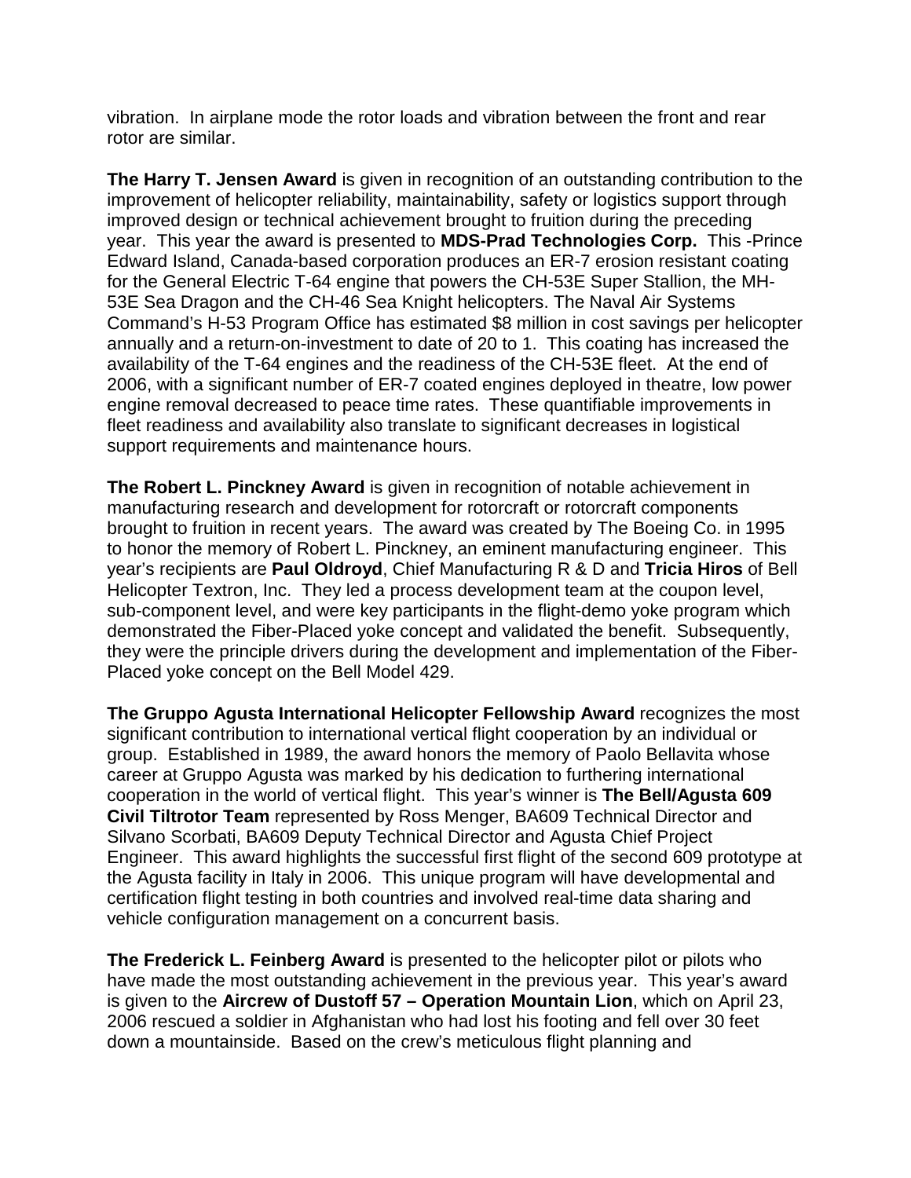vibration. In airplane mode the rotor loads and vibration between the front and rear rotor are similar.

**The Harry T. Jensen Award** is given in recognition of an outstanding contribution to the improvement of helicopter reliability, maintainability, safety or logistics support through improved design or technical achievement brought to fruition during the preceding year. This year the award is presented to **MDS-Prad Technologies Corp.** This -Prince Edward Island, Canada-based corporation produces an ER-7 erosion resistant coating for the General Electric T-64 engine that powers the CH-53E Super Stallion, the MH-53E Sea Dragon and the CH-46 Sea Knight helicopters. The Naval Air Systems Command's H-53 Program Office has estimated $8 million in cost savings per helicopter annually and a return-on-investment to date of 20 to 1. This coating has increased the availability of the T-64 engines and the readiness of the CH-53E fleet. At the end of 2006, with a significant number of ER-7 coated engines deployed in theatre, low power engine removal decreased to peace time rates. These quantifiable improvements in fleet readiness and availability also translate to significant decreases in logistical support requirements and maintenance hours.

**The Robert L. Pinckney Award** is given in recognition of notable achievement in manufacturing research and development for rotorcraft or rotorcraft components brought to fruition in recent years. The award was created by The Boeing Co. in 1995 to honor the memory of Robert L. Pinckney, an eminent manufacturing engineer. This year's recipients are **Paul Oldroyd**, Chief Manufacturing R & D and **Tricia Hiros** of Bell Helicopter Textron, Inc. They led a process development team at the coupon level, sub-component level, and were key participants in the flight-demo yoke program which demonstrated the Fiber-Placed yoke concept and validated the benefit. Subsequently, they were the principle drivers during the development and implementation of the Fiber-Placed yoke concept on the Bell Model 429.

**The Gruppo Agusta International Helicopter Fellowship Award** recognizes the most significant contribution to international vertical flight cooperation by an individual or group. Established in 1989, the award honors the memory of Paolo Bellavita whose career at Gruppo Agusta was marked by his dedication to furthering international cooperation in the world of vertical flight. This year's winner is **The Bell/Agusta 609 Civil Tiltrotor Team** represented by Ross Menger, BA609 Technical Director and Silvano Scorbati, BA609 Deputy Technical Director and Agusta Chief Project Engineer. This award highlights the successful first flight of the second 609 prototype at the Agusta facility in Italy in 2006. This unique program will have developmental and certification flight testing in both countries and involved real-time data sharing and vehicle configuration management on a concurrent basis.

**The Frederick L. Feinberg Award** is presented to the helicopter pilot or pilots who have made the most outstanding achievement in the previous year. This year's award is given to the **Aircrew of Dustoff 57 – Operation Mountain Lion**, which on April 23, 2006 rescued a soldier in Afghanistan who had lost his footing and fell over 30 feet down a mountainside. Based on the crew's meticulous flight planning and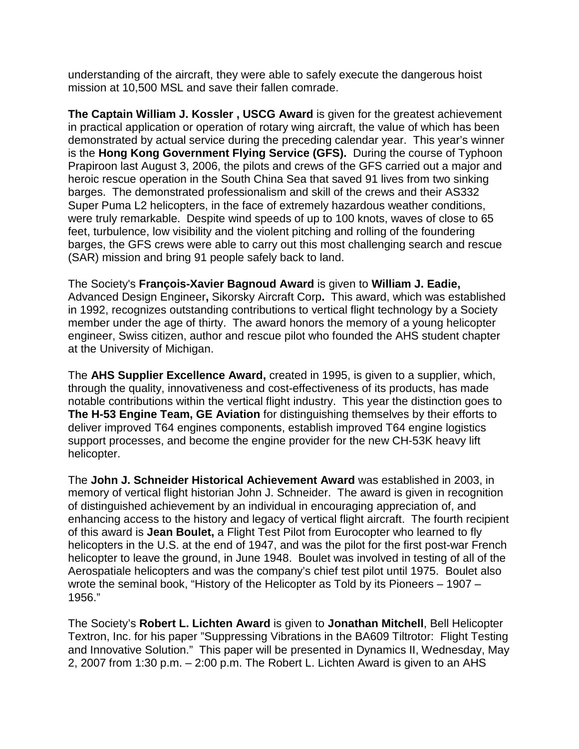understanding of the aircraft, they were able to safely execute the dangerous hoist mission at 10,500 MSL and save their fallen comrade.

**The Captain William J. Kossler , USCG Award** is given for the greatest achievement in practical application or operation of rotary wing aircraft, the value of which has been demonstrated by actual service during the preceding calendar year. This year's winner is the **Hong Kong Government Flying Service (GFS).** During the course of Typhoon Prapiroon last August 3, 2006, the pilots and crews of the GFS carried out a major and heroic rescue operation in the South China Sea that saved 91 lives from two sinking barges. The demonstrated professionalism and skill of the crews and their AS332 Super Puma L2 helicopters, in the face of extremely hazardous weather conditions, were truly remarkable. Despite wind speeds of up to 100 knots, waves of close to 65 feet, turbulence, low visibility and the violent pitching and rolling of the foundering barges, the GFS crews were able to carry out this most challenging search and rescue (SAR) mission and bring 91 people safely back to land.

The Society's **François-Xavier Bagnoud Award** is given to **William J. Eadie,** Advanced Design Engineer**,** Sikorsky Aircraft Corp**.** This award, which was established in 1992, recognizes outstanding contributions to vertical flight technology by a Society member under the age of thirty. The award honors the memory of a young helicopter engineer, Swiss citizen, author and rescue pilot who founded the AHS student chapter at the University of Michigan.

The **AHS Supplier Excellence Award,** created in 1995, is given to a supplier, which, through the quality, innovativeness and cost-effectiveness of its products, has made notable contributions within the vertical flight industry. This year the distinction goes to **The H-53 Engine Team, GE Aviation** for distinguishing themselves by their efforts to deliver improved T64 engines components, establish improved T64 engine logistics support processes, and become the engine provider for the new CH-53K heavy lift helicopter.

The **John J. Schneider Historical Achievement Award** was established in 2003, in memory of vertical flight historian John J. Schneider. The award is given in recognition of distinguished achievement by an individual in encouraging appreciation of, and enhancing access to the history and legacy of vertical flight aircraft. The fourth recipient of this award is **Jean Boulet,** a Flight Test Pilot from Eurocopter who learned to fly helicopters in the U.S. at the end of 1947, and was the pilot for the first post-war French helicopter to leave the ground, in June 1948. Boulet was involved in testing of all of the Aerospatiale helicopters and was the company's chief test pilot until 1975. Boulet also wrote the seminal book, "History of the Helicopter as Told by its Pioneers – 1907 – 1956."

The Society's **Robert L. Lichten Award** is given to **Jonathan Mitchell**, Bell Helicopter Textron, Inc. for his paper "Suppressing Vibrations in the BA609 Tiltrotor: Flight Testing and Innovative Solution." This paper will be presented in Dynamics II, Wednesday, May 2, 2007 from 1:30 p.m. – 2:00 p.m. The Robert L. Lichten Award is given to an AHS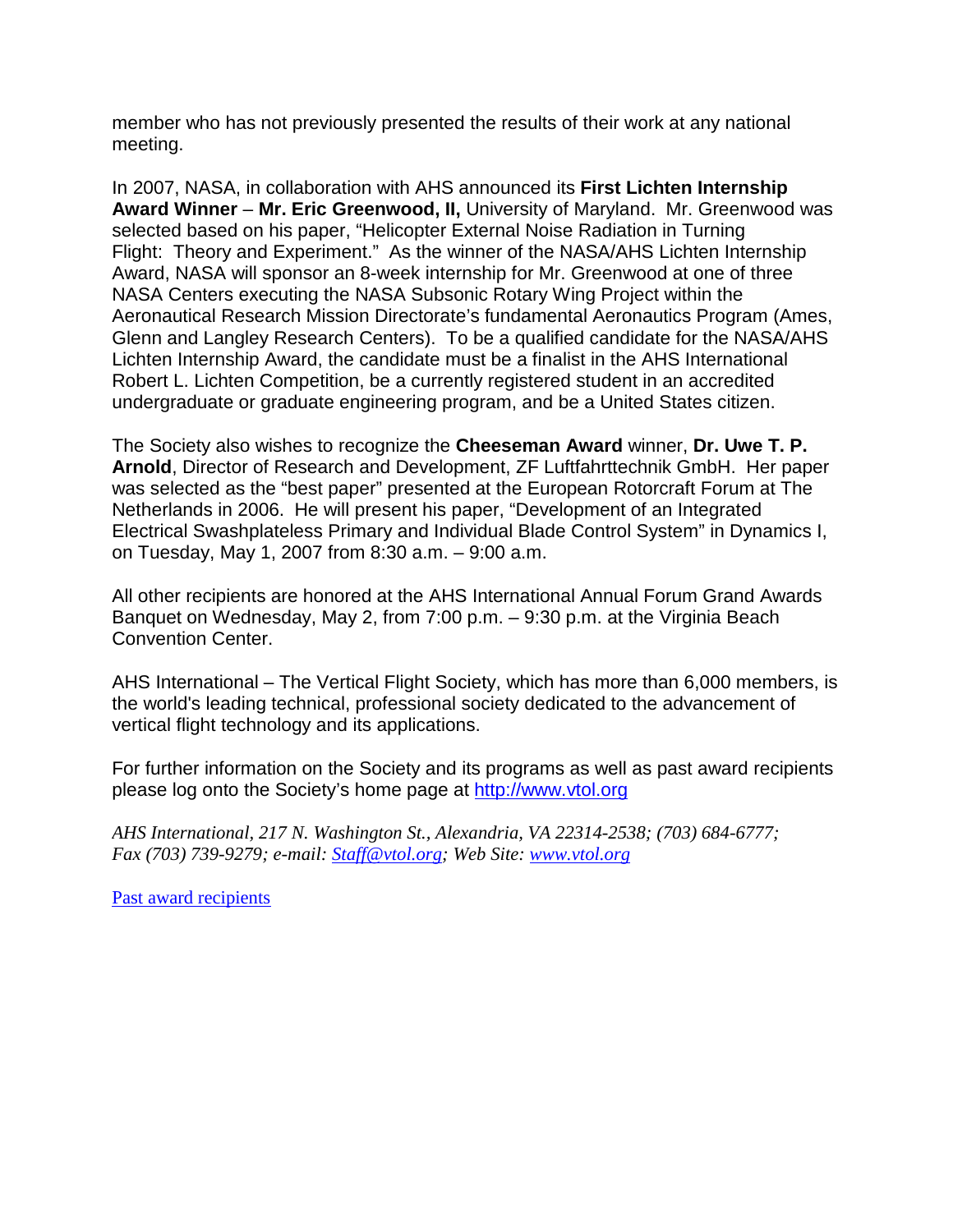member who has not previously presented the results of their work at any national meeting.

In 2007, NASA, in collaboration with AHS announced its **First Lichten Internship Award Winner** – **Mr. Eric Greenwood, II,** University of Maryland. Mr. Greenwood was selected based on his paper, "Helicopter External Noise Radiation in Turning Flight: Theory and Experiment." As the winner of the NASA/AHS Lichten Internship Award, NASA will sponsor an 8-week internship for Mr. Greenwood at one of three NASA Centers executing the NASA Subsonic Rotary Wing Project within the Aeronautical Research Mission Directorate's fundamental Aeronautics Program (Ames, Glenn and Langley Research Centers). To be a qualified candidate for the NASA/AHS Lichten Internship Award, the candidate must be a finalist in the AHS International Robert L. Lichten Competition, be a currently registered student in an accredited undergraduate or graduate engineering program, and be a United States citizen.

The Society also wishes to recognize the **Cheeseman Award** winner, **Dr. Uwe T. P. Arnold**, Director of Research and Development, ZF Luftfahrttechnik GmbH. Her paper was selected as the "best paper" presented at the European Rotorcraft Forum at The Netherlands in 2006. He will present his paper, "Development of an Integrated Electrical Swashplateless Primary and Individual Blade Control System" in Dynamics I, on Tuesday, May 1, 2007 from 8:30 a.m. – 9:00 a.m.

All other recipients are honored at the AHS International Annual Forum Grand Awards Banquet on Wednesday, May 2, from 7:00 p.m. – 9:30 p.m. at the Virginia Beach Convention Center.

AHS International – The Vertical Flight Society, which has more than 6,000 members, is the world's leading technical, professional society dedicated to the advancement of vertical flight technology and its applications.

For further information on the Society and its programs as well as past award recipients please log onto the Society's home page at [http://www.vtol.org](http://www.vtol.org)

*AHS International, 217 N. Washington St., Alexandria, VA 22314-2538; (703) 684-6777; Fax (703) 739-9279; e-mail: [Staff@vtol.org](mailto:Staff@vtol.org); Web Site: [www.vtol.org](http://www.vtol.org)*

Past award recipients